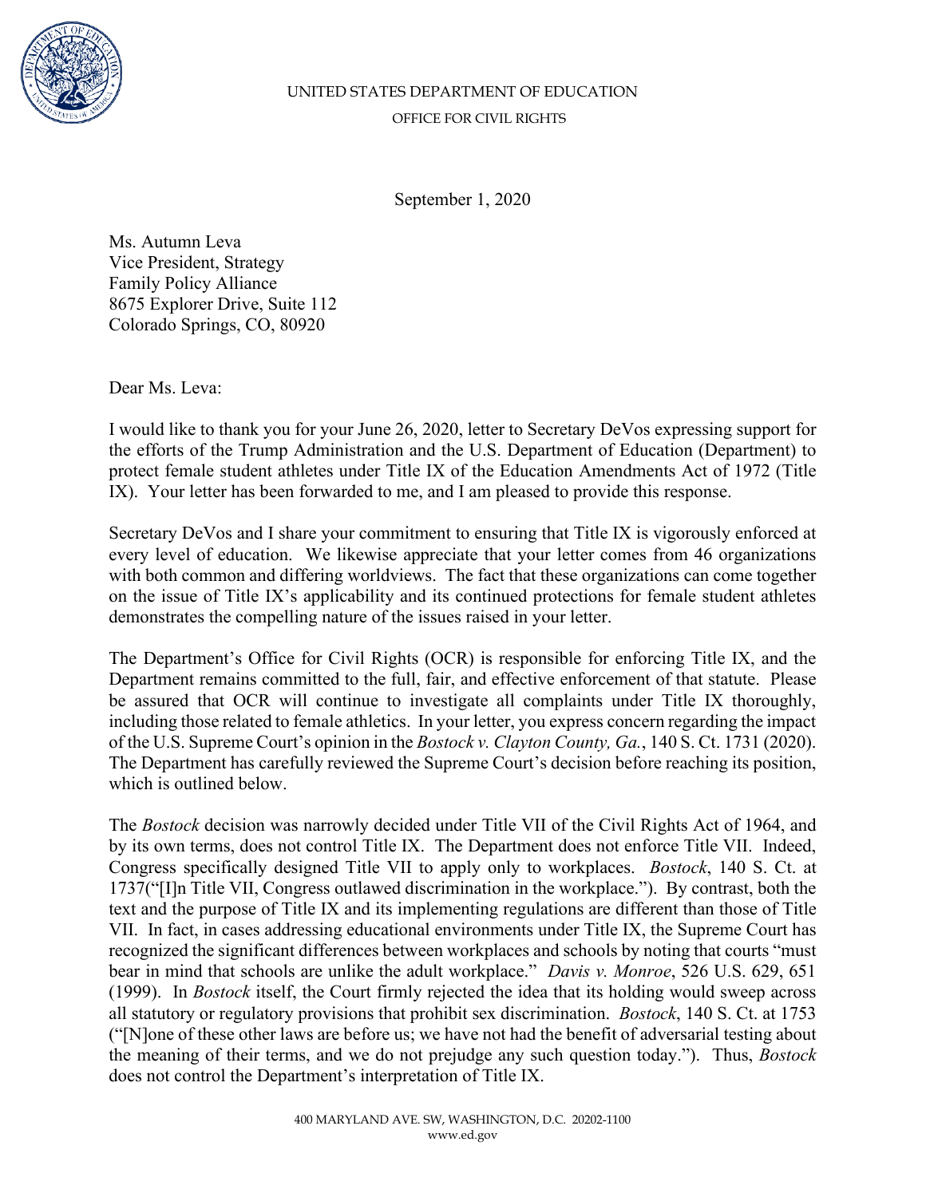UNITED STATES DEPARTMENT OF EDUCATION

OFFICE FOR CIVIL RIGHTS

September 1, 2020

Ms. Autumn Leva
Vice President, Strategy
Family Policy Alliance
8675 Explorer Drive, Suite 112
Colorado Springs, CO, 80920

Dear Ms. Leva:

I would like to thank you for your June 26, 2020, letter to Secretary DeVos expressing support for the efforts of the Trump Administration and the U.S. Department of Education (Department) to protect female student athletes under Title IX of the Education Amendments Act of 1972 (Title IX). Your letter has been forwarded to me, and I am pleased to provide this response.

Secretary DeVos and I share your commitment to ensuring that Title IX is vigorously enforced at every level of education. We likewise appreciate that your letter comes from 46 organizations with both common and differing worldviews. The fact that these organizations can come together on the issue of Title IX's applicability and its continued protections for female student athletes demonstrates the compelling nature of the issues raised in your letter.

The Department's Office for Civil Rights (OCR) is responsible for enforcing Title IX, and the Department remains committed to the full, fair, and effective enforcement of that statute. Please be assured that OCR will continue to investigate all complaints under Title IX thoroughly, including those related to female athletics. In your letter, you express concern regarding the impact of the U.S. Supreme Court's opinion in the *Bostock v. Clayton County, Ga.*, 140 S. Ct. 1731 (2020). The Department has carefully reviewed the Supreme Court's decision before reaching its position, which is outlined below.

The *Bostock* decision was narrowly decided under Title VII of the Civil Rights Act of 1964, and by its own terms, does not control Title IX. The Department does not enforce Title VII. Indeed, Congress specifically designed Title VII to apply only to workplaces. *Bostock*, 140 S. Ct. at 1737("[I]n Title VII, Congress outlawed discrimination in the workplace."). By contrast, both the text and the purpose of Title IX and its implementing regulations are different than those of Title VII. In fact, in cases addressing educational environments under Title IX, the Supreme Court has recognized the significant differences between workplaces and schools by noting that courts "must bear in mind that schools are unlike the adult workplace." *Davis v. Monroe*, 526 U.S. 629, 651 (1999). In *Bostock* itself, the Court firmly rejected the idea that its holding would sweep across all statutory or regulatory provisions that prohibit sex discrimination. *Bostock*, 140 S. Ct. at 1753 ("[N]one of these other laws are before us; we have not had the benefit of adversarial testing about the meaning of their terms, and we do not prejudge any such question today."). Thus, *Bostock* does not control the Department's interpretation of Title IX.

400 MARYLAND AVE. SW, WASHINGTON, D.C. 20202-1100
www.ed.gov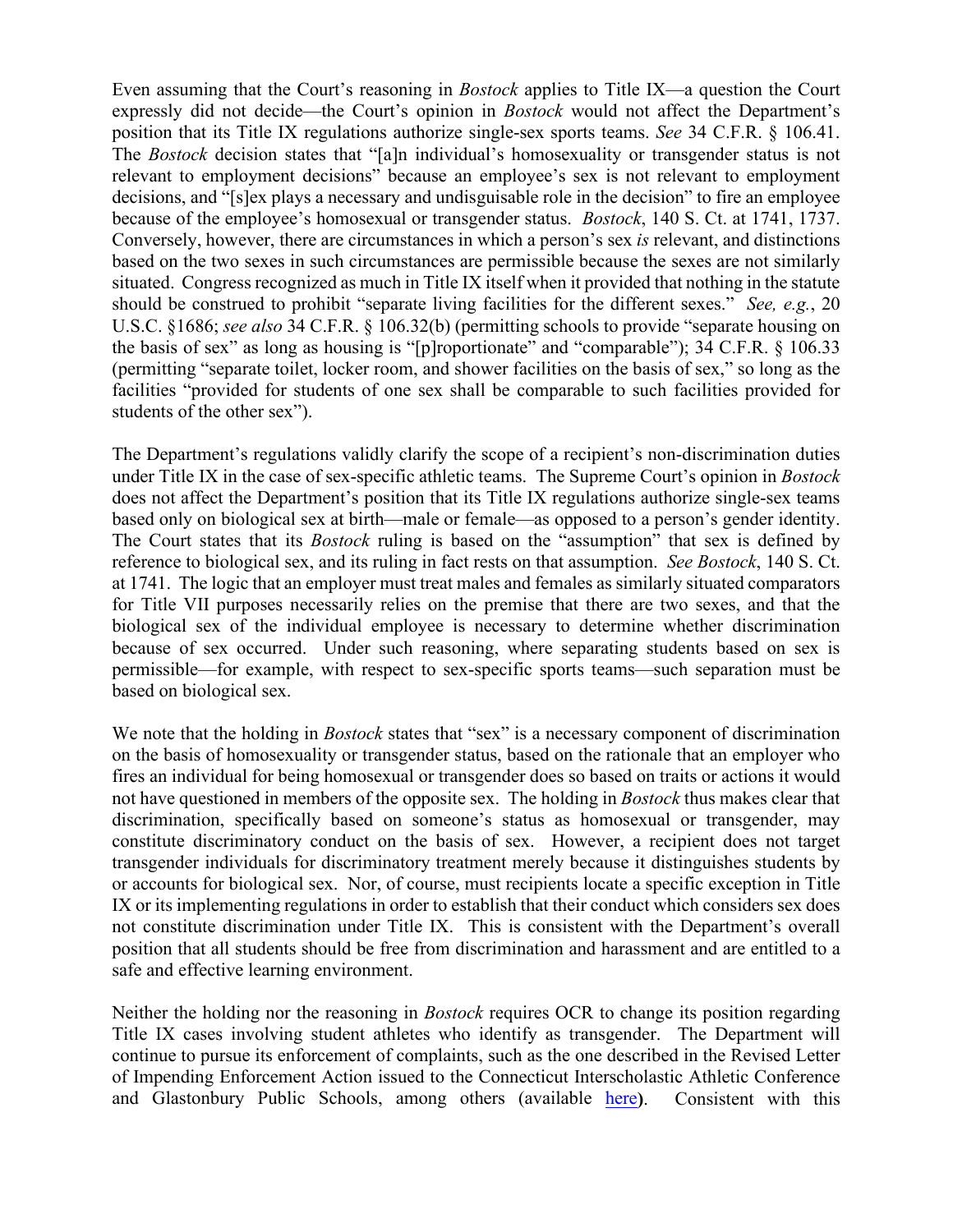Even assuming that the Court's reasoning in *Bostock* applies to Title IX—a question the Court expressly did not decide—the Court's opinion in *Bostock* would not affect the Department's position that its Title IX regulations authorize single-sex sports teams. *See* 34 C.F.R. § 106.41. The *Bostock* decision states that "[a]n individual's homosexuality or transgender status is not relevant to employment decisions" because an employee's sex is not relevant to employment decisions, and "[s]ex plays a necessary and undisguisable role in the decision" to fire an employee because of the employee's homosexual or transgender status. *Bostock*, 140 S. Ct. at 1741, 1737. Conversely, however, there are circumstances in which a person's sex *is* relevant, and distinctions based on the two sexes in such circumstances are permissible because the sexes are not similarly situated. Congress recognized as much in Title IX itself when it provided that nothing in the statute should be construed to prohibit "separate living facilities for the different sexes." *See, e.g.*, 20 U.S.C. §1686; *see also* 34 C.F.R. § 106.32(b) (permitting schools to provide "separate housing on the basis of sex" as long as housing is "[p]roportionate" and "comparable"); 34 C.F.R. § 106.33 (permitting "separate toilet, locker room, and shower facilities on the basis of sex," so long as the facilities "provided for students of one sex shall be comparable to such facilities provided for students of the other sex").

The Department's regulations validly clarify the scope of a recipient's non-discrimination duties under Title IX in the case of sex-specific athletic teams. The Supreme Court's opinion in *Bostock* does not affect the Department's position that its Title IX regulations authorize single-sex teams based only on biological sex at birth—male or female—as opposed to a person's gender identity. The Court states that its *Bostock* ruling is based on the "assumption" that sex is defined by reference to biological sex, and its ruling in fact rests on that assumption. *See Bostock*, 140 S. Ct. at 1741. The logic that an employer must treat males and females as similarly situated comparators for Title VII purposes necessarily relies on the premise that there are two sexes, and that the biological sex of the individual employee is necessary to determine whether discrimination because of sex occurred. Under such reasoning, where separating students based on sex is permissible—for example, with respect to sex-specific sports teams—such separation must be based on biological sex.

We note that the holding in *Bostock* states that "sex" is a necessary component of discrimination on the basis of homosexuality or transgender status, based on the rationale that an employer who fires an individual for being homosexual or transgender does so based on traits or actions it would not have questioned in members of the opposite sex. The holding in *Bostock* thus makes clear that discrimination, specifically based on someone's status as homosexual or transgender, may constitute discriminatory conduct on the basis of sex. However, a recipient does not target transgender individuals for discriminatory treatment merely because it distinguishes students by or accounts for biological sex. Nor, of course, must recipients locate a specific exception in Title IX or its implementing regulations in order to establish that their conduct which considers sex does not constitute discrimination under Title IX. This is consistent with the Department's overall position that all students should be free from discrimination and harassment and are entitled to a safe and effective learning environment.

Neither the holding nor the reasoning in *Bostock* requires OCR to change its position regarding Title IX cases involving student athletes who identify as transgender. The Department will continue to pursue its enforcement of complaints, such as the one described in the Revised Letter of Impending Enforcement Action issued to the Connecticut Interscholastic Athletic Conference and Glastonbury Public Schools, among others (available here). Consistent with this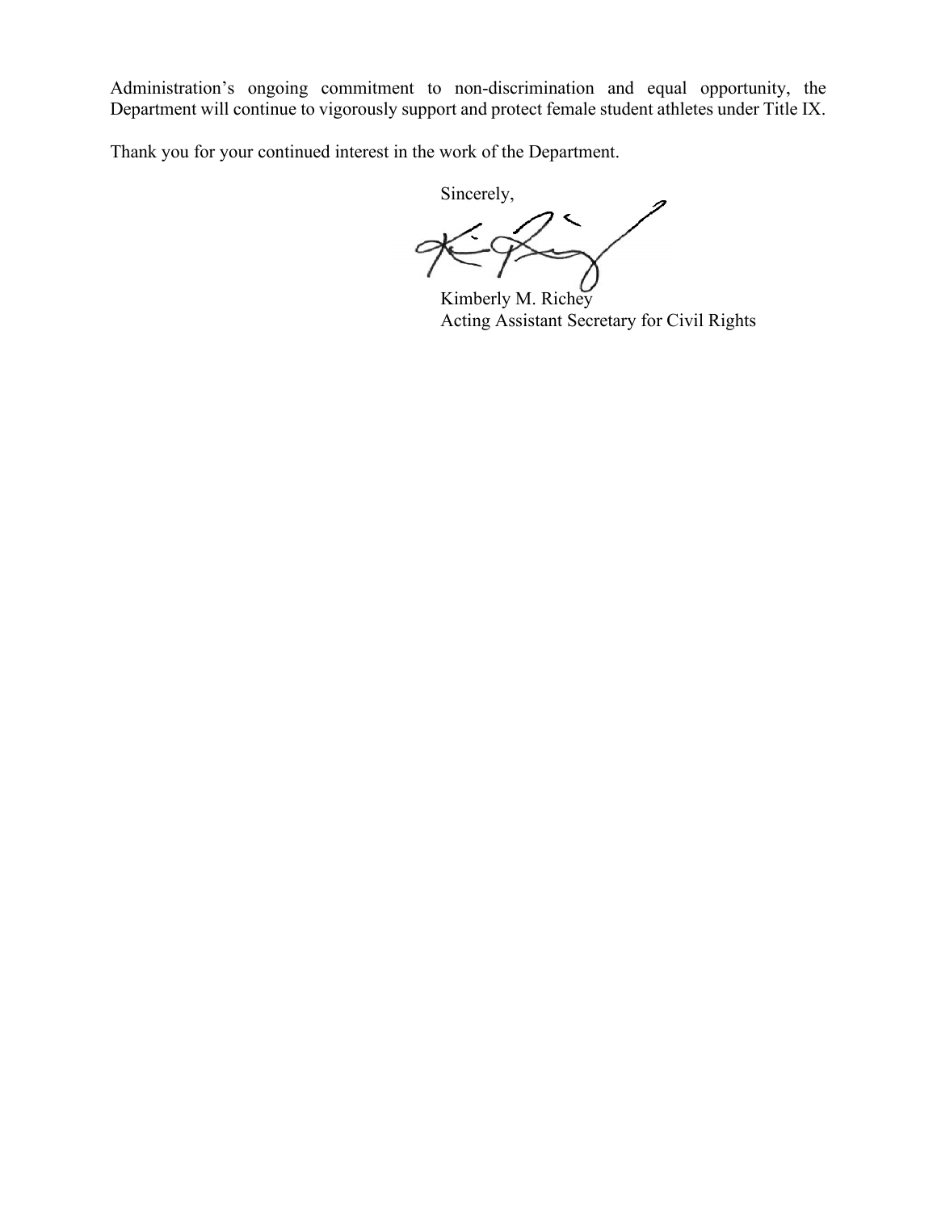Administration's ongoing commitment to non-discrimination and equal opportunity, the Department will continue to vigorously support and protect female student athletes under Title IX.

Thank you for your continued interest in the work of the Department.

Sincerely,

Kimberly M. Richey
Acting Assistant Secretary for Civil Rights